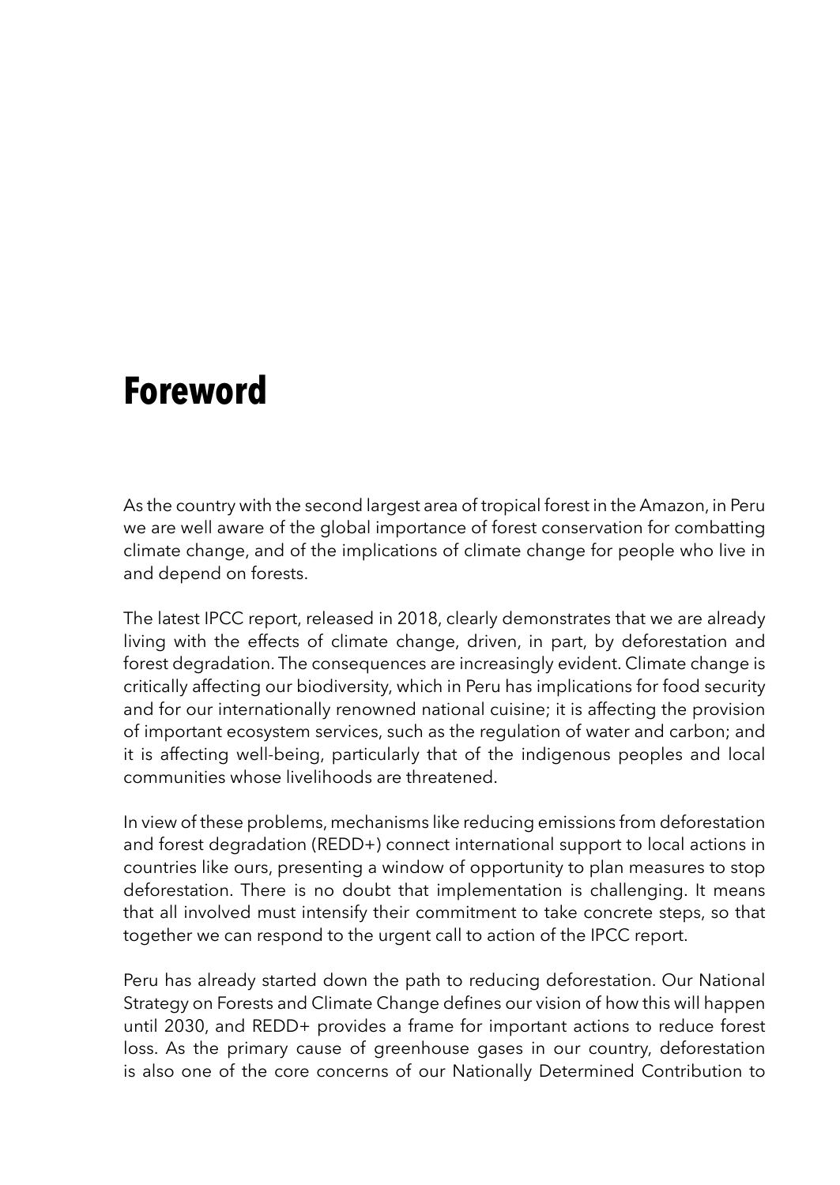# Foreword

As the country with the second largest area of tropical forest in the Amazon, in Peru we are well aware of the global importance of forest conservation for combatting climate change, and of the implications of climate change for people who live in and depend on forests.

The latest IPCC report, released in 2018, clearly demonstrates that we are already living with the effects of climate change, driven, in part, by deforestation and forest degradation. The consequences are increasingly evident. Climate change is critically affecting our biodiversity, which in Peru has implications for food security and for our internationally renowned national cuisine; it is affecting the provision of important ecosystem services, such as the regulation of water and carbon; and it is affecting well-being, particularly that of the indigenous peoples and local communities whose livelihoods are threatened.

In view of these problems, mechanisms like reducing emissions from deforestation and forest degradation (REDD+) connect international support to local actions in countries like ours, presenting a window of opportunity to plan measures to stop deforestation. There is no doubt that implementation is challenging. It means that all involved must intensify their commitment to take concrete steps, so that together we can respond to the urgent call to action of the IPCC report.

Peru has already started down the path to reducing deforestation. Our National Strategy on Forests and Climate Change defines our vision of how this will happen until 2030, and REDD+ provides a frame for important actions to reduce forest loss. As the primary cause of greenhouse gases in our country, deforestation is also one of the core concerns of our Nationally Determined Contribution to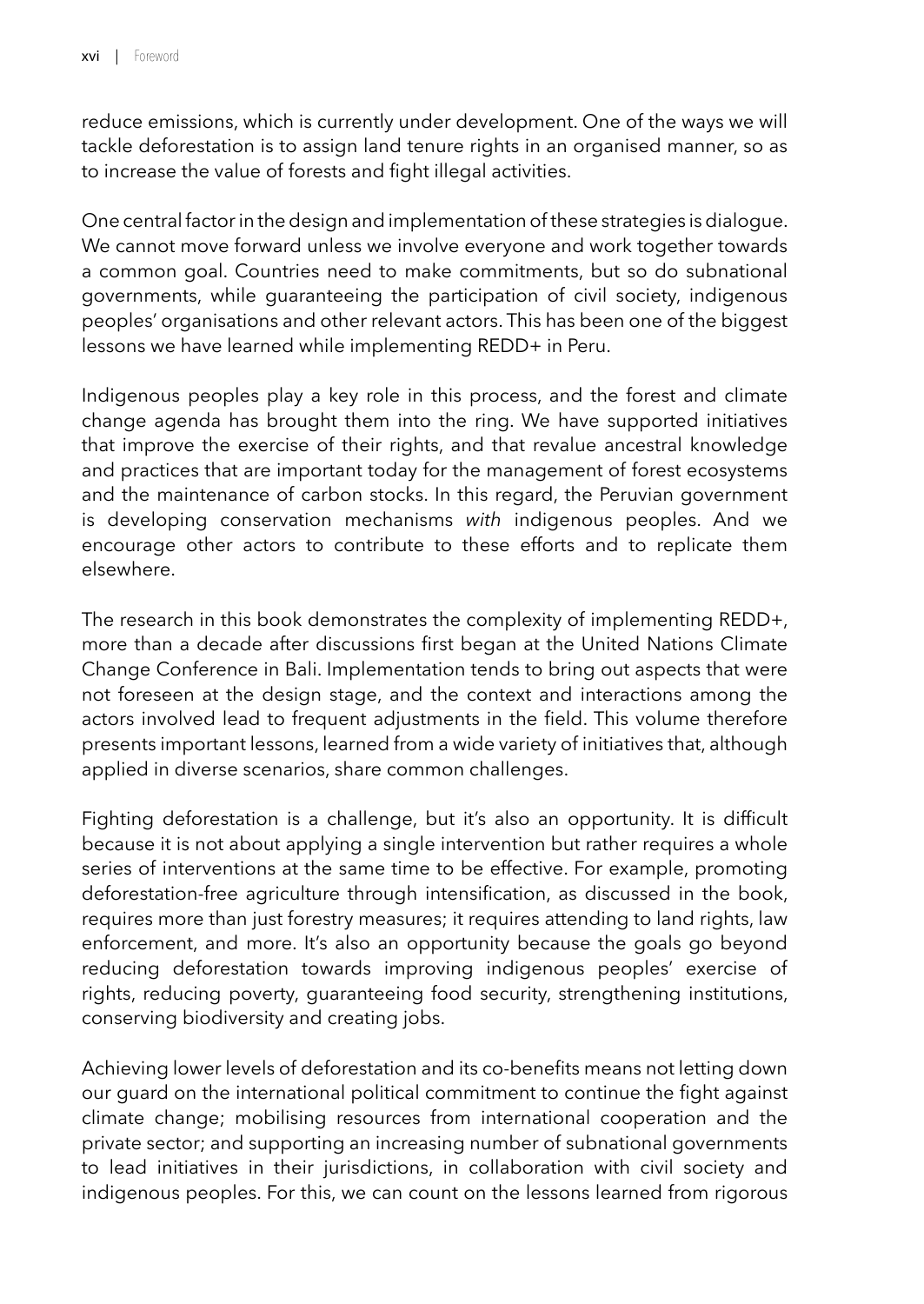reduce emissions, which is currently under development. One of the ways we will tackle deforestation is to assign land tenure rights in an organised manner, so as to increase the value of forests and fight illegal activities.

One central factor in the design and implementation of these strategies is dialogue. We cannot move forward unless we involve everyone and work together towards a common goal. Countries need to make commitments, but so do subnational governments, while guaranteeing the participation of civil society, indigenous peoples' organisations and other relevant actors. This has been one of the biggest lessons we have learned while implementing REDD+ in Peru.

Indigenous peoples play a key role in this process, and the forest and climate change agenda has brought them into the ring. We have supported initiatives that improve the exercise of their rights, and that revalue ancestral knowledge and practices that are important today for the management of forest ecosystems and the maintenance of carbon stocks. In this regard, the Peruvian government is developing conservation mechanisms *with* indigenous peoples. And we encourage other actors to contribute to these efforts and to replicate them elsewhere.

The research in this book demonstrates the complexity of implementing REDD+, more than a decade after discussions first began at the United Nations Climate Change Conference in Bali. Implementation tends to bring out aspects that were not foreseen at the design stage, and the context and interactions among the actors involved lead to frequent adjustments in the field. This volume therefore presents important lessons, learned from a wide variety of initiatives that, although applied in diverse scenarios, share common challenges.

Fighting deforestation is a challenge, but it's also an opportunity. It is difficult because it is not about applying a single intervention but rather requires a whole series of interventions at the same time to be effective. For example, promoting deforestation-free agriculture through intensification, as discussed in the book, requires more than just forestry measures; it requires attending to land rights, law enforcement, and more. It's also an opportunity because the goals go beyond reducing deforestation towards improving indigenous peoples' exercise of rights, reducing poverty, guaranteeing food security, strengthening institutions, conserving biodiversity and creating jobs.

Achieving lower levels of deforestation and its co-benefits means not letting down our guard on the international political commitment to continue the fight against climate change; mobilising resources from international cooperation and the private sector; and supporting an increasing number of subnational governments to lead initiatives in their jurisdictions, in collaboration with civil society and indigenous peoples. For this, we can count on the lessons learned from rigorous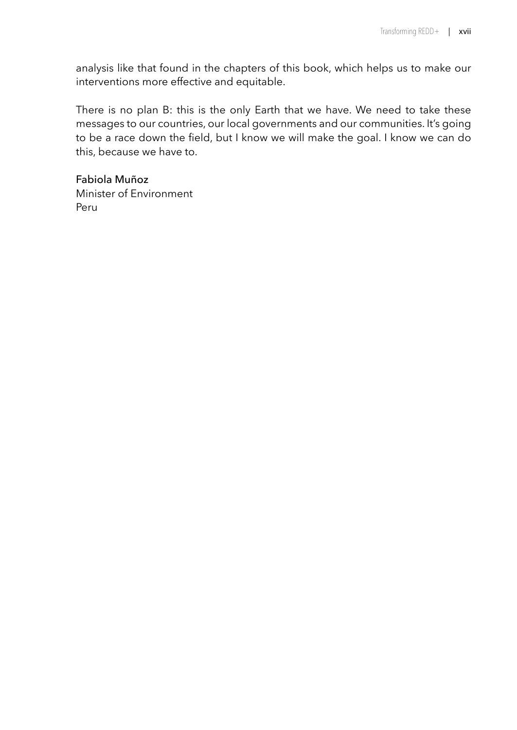analysis like that found in the chapters of this book, which helps us to make our interventions more effective and equitable.

There is no plan B: this is the only Earth that we have. We need to take these messages to our countries, our local governments and our communities. It's going to be a race down the field, but I know we will make the goal. I know we can do this, because we have to.

Fabiola Muñoz  
Minister of Environment  
Peru